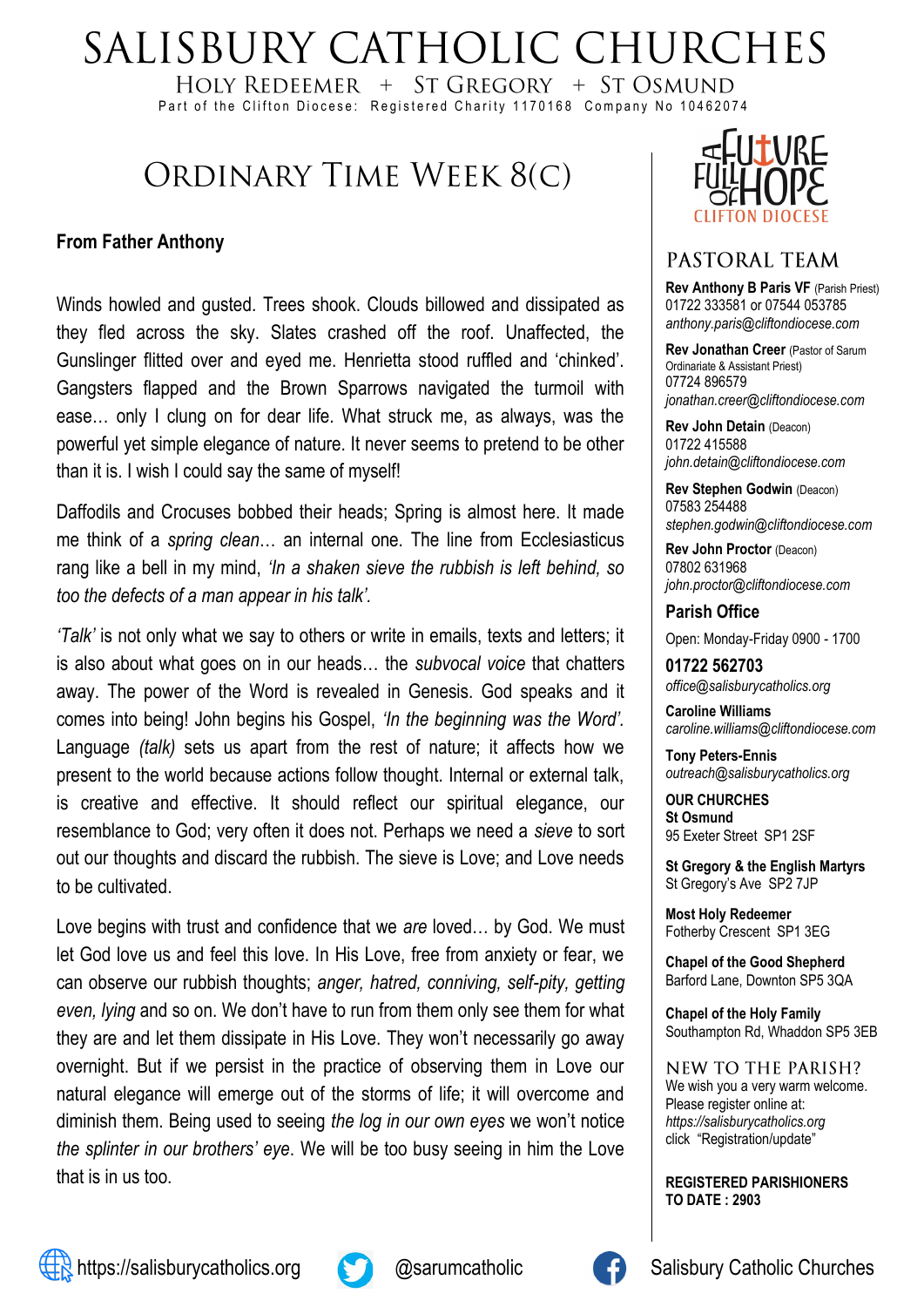# SALISBURY CATHOLIC CHURCHES

HOLY REDEEMER + ST GREGORY + ST OSMUND

Part of the Clifton Diocese: Registered Charity 1170168 Company No 10462074

## ORDINARY TIME WEEK 8(C)

**From Father Anthony**

Winds howled and gusted. Trees shook. Clouds billowed and dissipated as they fled across the sky. Slates crashed off the roof. Unaffected, the Gunslinger flitted over and eyed me. Henrietta stood ruffled and 'chinked'. Gangsters flapped and the Brown Sparrows navigated the turmoil with ease… only I clung on for dear life. What struck me, as always, was the powerful yet simple elegance of nature. It never seems to pretend to be other than it is. I wish I could say the same of myself!

Daffodils and Crocuses bobbed their heads; Spring is almost here. It made me think of a *spring clean*… an internal one. The line from Ecclesiasticus rang like a bell in my mind, *'In a shaken sieve the rubbish is left behind, so too the defects of a man appear in his talk'.*

*'Talk'* is not only what we say to others or write in emails, texts and letters; it is also about what goes on in our heads… the *subvocal voice* that chatters away. The power of the Word is revealed in Genesis. God speaks and it comes into being! John begins his Gospel, *'In the beginning was the Word'.* Language *(talk)* sets us apart from the rest of nature; it affects how we present to the world because actions follow thought. Internal or external talk, is creative and effective. It should reflect our spiritual elegance, our resemblance to God; very often it does not. Perhaps we need a *sieve* to sort out our thoughts and discard the rubbish. The sieve is Love; and Love needs to be cultivated.

Love begins with trust and confidence that we *are* loved… by God. We must let God love us and feel this love. In His Love, free from anxiety or fear, we can observe our rubbish thoughts; *anger, hatred, conniving, self-pity, getting even, lying* and so on. We don't have to run from them only see them for what they are and let them dissipate in His Love. They won't necessarily go away overnight. But if we persist in the practice of observing them in Love our natural elegance will emerge out of the storms of life; it will overcome and diminish them. Being used to seeing *the log in our own eyes* we won't notice *the splinter in our brothers' eye*. We will be too busy seeing in him the Love that is in us too.

A FUTURE FULL OF HOPE — CLIFTON DIOCESE

## PASTORAL TEAM

**Rev Anthony B Paris VF** (Parish Priest)
01722 333581 or 07544 053785
*anthony.paris@cliftondiocese.com*

**Rev Jonathan Creer** (Pastor of Sarum Ordinariate & Assistant Priest)
07724 896579
*jonathan.creer@cliftondiocese.com*

**Rev John Detain** (Deacon)
01722 415588
*john.detain@cliftondiocese.com*

**Rev Stephen Godwin** (Deacon)
07583 254488
*stephen.godwin@cliftondiocese.com*

**Rev John Proctor** (Deacon)
07802 631968
*john.proctor@cliftondiocese.com*

**Parish Office**

Open: Monday-Friday 0900 - 1700

**01722 562703**
*office@salisburycatholics.org*

**Caroline Williams**
*caroline.williams@cliftondiocese.com*

**Tony Peters-Ennis**
*outreach@salisburycatholics.org*

**OUR CHURCHES**

**St Osmund**
95 Exeter Street SP1 2SF

**St Gregory & the English Martyrs**
St Gregory's Ave SP2 7JP

**Most Holy Redeemer**
Fotherby Crescent SP1 3EG

**Chapel of the Good Shepherd**
Barford Lane, Downton SP5 3QA

**Chapel of the Holy Family**
Southampton Rd, Whaddon SP5 3EB

## NEW TO THE PARISH?

We wish you a very warm welcome. Please register online at: *https://salisburycatholics.org* click "Registration/update"

**REGISTERED PARISHIONERS TO DATE : 2903**

https://salisburycatholics.org @sarumcatholic Salisbury Catholic Churches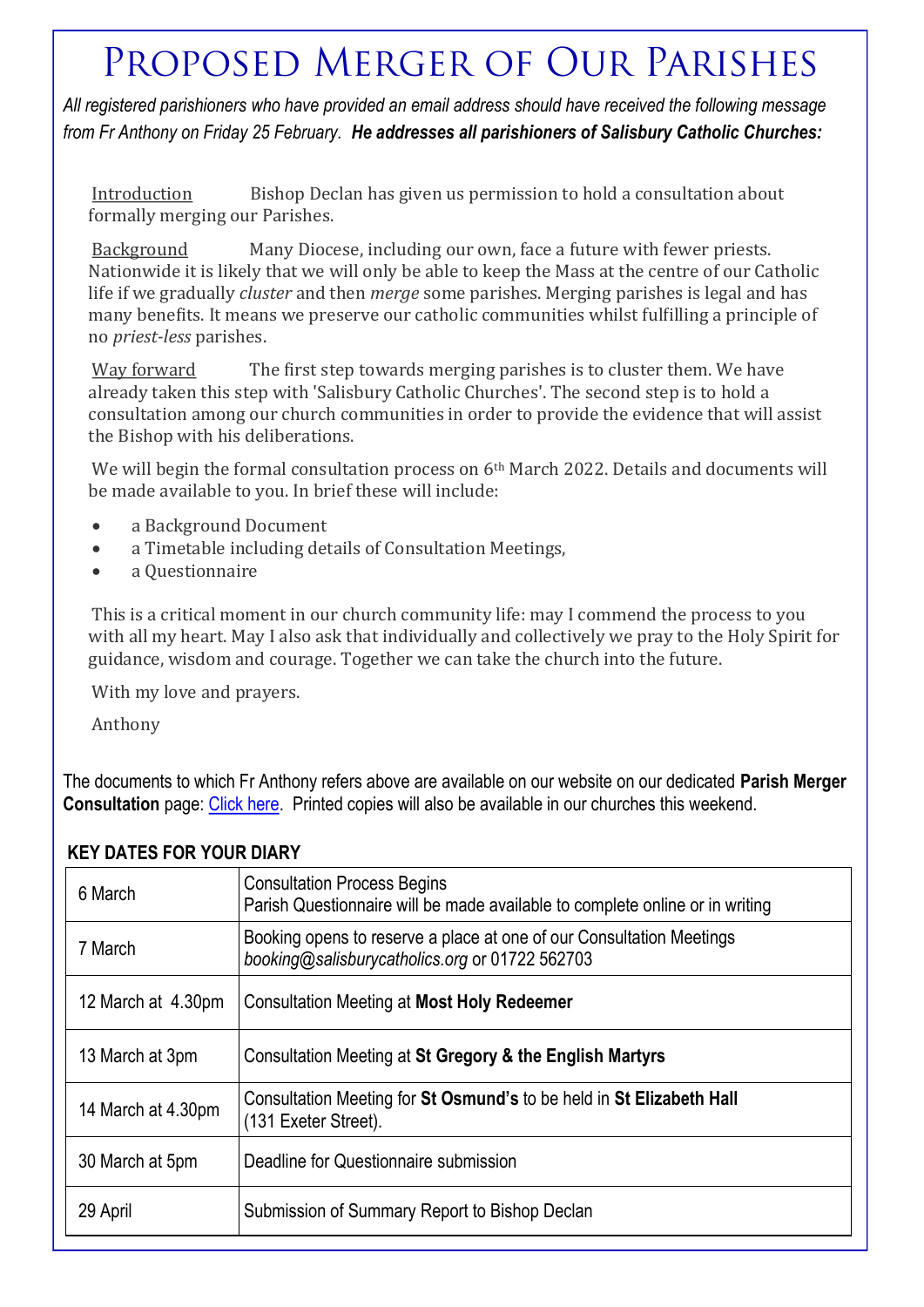# Proposed Merger of Our Parishes

*All registered parishioners who have provided an email address should have received the following message from Fr Anthony on Friday 25 February.* ***He addresses all parishioners of Salisbury Catholic Churches:***

Introduction Bishop Declan has given us permission to hold a consultation about formally merging our Parishes.

Background Many Diocese, including our own, face a future with fewer priests. Nationwide it is likely that we will only be able to keep the Mass at the centre of our Catholic life if we gradually *cluster* and then *merge* some parishes. Merging parishes is legal and has many benefits. It means we preserve our catholic communities whilst fulfilling a principle of no *priest-less* parishes.

Way forward The first step towards merging parishes is to cluster them. We have already taken this step with 'Salisbury Catholic Churches'. The second step is to hold a consultation among our church communities in order to provide the evidence that will assist the Bishop with his deliberations.

We will begin the formal consultation process on 6th March 2022. Details and documents will be made available to you. In brief these will include:

- a Background Document
- a Timetable including details of Consultation Meetings,
- a Questionnaire

This is a critical moment in our church community life: may I commend the process to you with all my heart. May I also ask that individually and collectively we pray to the Holy Spirit for guidance, wisdom and courage. Together we can take the church into the future.

With my love and prayers.

Anthony

The documents to which Fr Anthony refers above are available on our website on our dedicated **Parish Merger Consultation** page: Click here. Printed copies will also be available in our churches this weekend.

## KEY DATES FOR YOUR DIARY

| | |
|---|---|
| 6 March | Consultation Process Begins<br>Parish Questionnaire will be made available to complete online or in writing |
| 7 March | Booking opens to reserve a place at one of our Consultation Meetings<br>*booking@salisburycatholics.org* or 01722 562703 |
| 12 March at 4.30pm | Consultation Meeting at **Most Holy Redeemer** |
| 13 March at 3pm | Consultation Meeting at **St Gregory & the English Martyrs** |
| 14 March at 4.30pm | Consultation Meeting for **St Osmund's** to be held in **St Elizabeth Hall** (131 Exeter Street). |
| 30 March at 5pm | Deadline for Questionnaire submission |
| 29 April | Submission of Summary Report to Bishop Declan |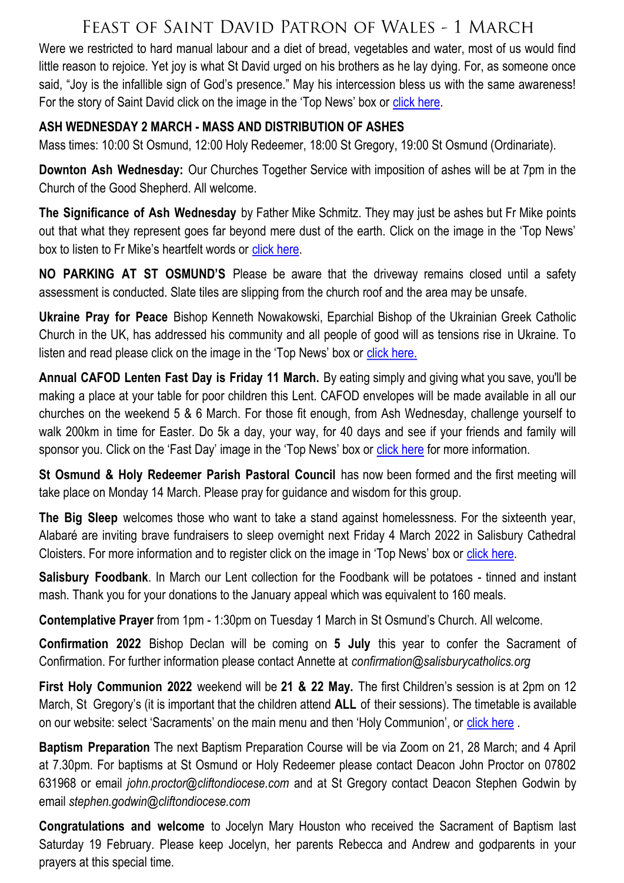# Feast of Saint David Patron of Wales - 1 March

Were we restricted to hard manual labour and a diet of bread, vegetables and water, most of us would find little reason to rejoice. Yet joy is what St David urged on his brothers as he lay dying. For, as someone once said, "Joy is the infallible sign of God's presence." May his intercession bless us with the same awareness! For the story of Saint David click on the image in the 'Top News' box or click here.

**ASH WEDNESDAY 2 MARCH - MASS AND DISTRIBUTION OF ASHES**

Mass times: 10:00 St Osmund, 12:00 Holy Redeemer, 18:00 St Gregory, 19:00 St Osmund (Ordinariate).

**Downton Ash Wednesday:** Our Churches Together Service with imposition of ashes will be at 7pm in the Church of the Good Shepherd. All welcome.

**The Significance of Ash Wednesday** by Father Mike Schmitz. They may just be ashes but Fr Mike points out that what they represent goes far beyond mere dust of the earth. Click on the image in the 'Top News' box to listen to Fr Mike's heartfelt words or click here.

**NO PARKING AT ST OSMUND'S** Please be aware that the driveway remains closed until a safety assessment is conducted. Slate tiles are slipping from the church roof and the area may be unsafe.

**Ukraine Pray for Peace** Bishop Kenneth Nowakowski, Eparchial Bishop of the Ukrainian Greek Catholic Church in the UK, has addressed his community and all people of good will as tensions rise in Ukraine. To listen and read please click on the image in the 'Top News' box or click here.

**Annual CAFOD Lenten Fast Day is Friday 11 March.** By eating simply and giving what you save, you'll be making a place at your table for poor children this Lent. CAFOD envelopes will be made available in all our churches on the weekend 5 & 6 March. For those fit enough, from Ash Wednesday, challenge yourself to walk 200km in time for Easter. Do 5k a day, your way, for 40 days and see if your friends and family will sponsor you. Click on the 'Fast Day' image in the 'Top News' box or click here for more information.

**St Osmund & Holy Redeemer Parish Pastoral Council** has now been formed and the first meeting will take place on Monday 14 March. Please pray for guidance and wisdom for this group.

**The Big Sleep** welcomes those who want to take a stand against homelessness. For the sixteenth year, Alabaré are inviting brave fundraisers to sleep overnight next Friday 4 March 2022 in Salisbury Cathedral Cloisters. For more information and to register click on the image in 'Top News' box or click here.

**Salisbury Foodbank**. In March our Lent collection for the Foodbank will be potatoes - tinned and instant mash. Thank you for your donations to the January appeal which was equivalent to 160 meals.

**Contemplative Prayer** from 1pm - 1:30pm on Tuesday 1 March in St Osmund's Church. All welcome.

**Confirmation 2022** Bishop Declan will be coming on **5 July** this year to confer the Sacrament of Confirmation. For further information please contact Annette at *confirmation@salisburycatholics.org*

**First Holy Communion 2022** weekend will be **21 & 22 May.** The first Children's session is at 2pm on 12 March, St Gregory's (it is important that the children attend **ALL** of their sessions). The timetable is available on our website: select 'Sacraments' on the main menu and then 'Holy Communion', or click here .

**Baptism Preparation** The next Baptism Preparation Course will be via Zoom on 21, 28 March; and 4 April at 7.30pm. For baptisms at St Osmund or Holy Redeemer please contact Deacon John Proctor on 07802 631968 or email *john.proctor@cliftondiocese.com* and at St Gregory contact Deacon Stephen Godwin by email *stephen.godwin@cliftondiocese.com*

**Congratulations and welcome** to Jocelyn Mary Houston who received the Sacrament of Baptism last Saturday 19 February. Please keep Jocelyn, her parents Rebecca and Andrew and godparents in your prayers at this special time.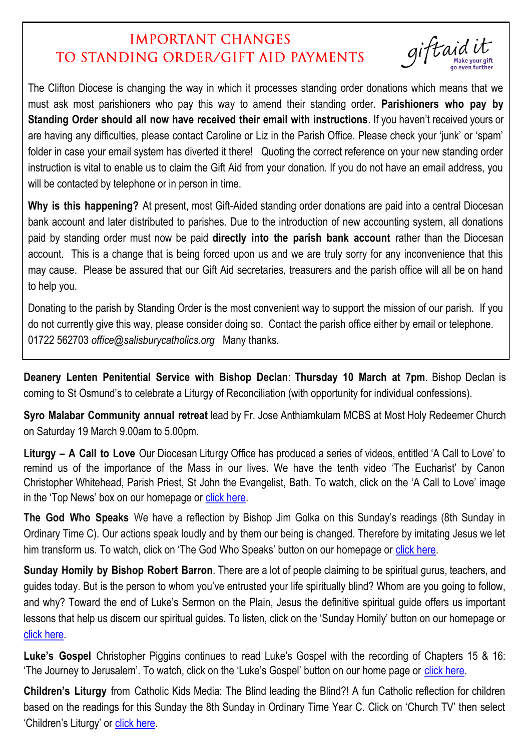## IMPORTANT CHANGES TO STANDING ORDER/GIFT AID PAYMENTS

giftaid it
Make your gift go even further

The Clifton Diocese is changing the way in which it processes standing order donations which means that we must ask most parishioners who pay this way to amend their standing order. **Parishioners who pay by Standing Order should all now have received their email with instructions**. If you haven't received yours or are having any difficulties, please contact Caroline or Liz in the Parish Office. Please check your 'junk' or 'spam' folder in case your email system has diverted it there! Quoting the correct reference on your new standing order instruction is vital to enable us to claim the Gift Aid from your donation. If you do not have an email address, you will be contacted by telephone or in person in time.

**Why is this happening?** At present, most Gift-Aided standing order donations are paid into a central Diocesan bank account and later distributed to parishes. Due to the introduction of new accounting system, all donations paid by standing order must now be paid **directly into the parish bank account** rather than the Diocesan account. This is a change that is being forced upon us and we are truly sorry for any inconvenience that this may cause. Please be assured that our Gift Aid secretaries, treasurers and the parish office will all be on hand to help you.

Donating to the parish by Standing Order is the most convenient way to support the mission of our parish. If you do not currently give this way, please consider doing so. Contact the parish office either by email or telephone. 01722 562703 *office@salisburycatholics.org* Many thanks.

**Deanery Lenten Penitential Service with Bishop Declan**: **Thursday 10 March at 7pm**. Bishop Declan is coming to St Osmund's to celebrate a Liturgy of Reconciliation (with opportunity for individual confessions).

**Syro Malabar Community annual retreat** lead by Fr. Jose Anthiamkulam MCBS at Most Holy Redeemer Church on Saturday 19 March 9.00am to 5.00pm.

**Liturgy – A Call to Love** Our Diocesan Liturgy Office has produced a series of videos, entitled 'A Call to Love' to remind us of the importance of the Mass in our lives. We have the tenth video 'The Eucharist' by Canon Christopher Whitehead, Parish Priest, St John the Evangelist, Bath. To watch, click on the 'A Call to Love' image in the 'Top News' box on our homepage or click here.

**The God Who Speaks** We have a reflection by Bishop Jim Golka on this Sunday's readings (8th Sunday in Ordinary Time C). Our actions speak loudly and by them our being is changed. Therefore by imitating Jesus we let him transform us. To watch, click on 'The God Who Speaks' button on our homepage or click here.

**Sunday Homily by Bishop Robert Barron**. There are a lot of people claiming to be spiritual gurus, teachers, and guides today. But is the person to whom you've entrusted your life spiritually blind? Whom are you going to follow, and why? Toward the end of Luke's Sermon on the Plain, Jesus the definitive spiritual guide offers us important lessons that help us discern our spiritual guides. To listen, click on the 'Sunday Homily' button on our homepage or click here.

**Luke's Gospel** Christopher Piggins continues to read Luke's Gospel with the recording of Chapters 15 & 16: 'The Journey to Jerusalem'. To watch, click on the 'Luke's Gospel' button on our home page or click here.

**Children's Liturgy** from Catholic Kids Media: The Blind leading the Blind?! A fun Catholic reflection for children based on the readings for this Sunday the 8th Sunday in Ordinary Time Year C. Click on 'Church TV' then select 'Children's Liturgy' or click here.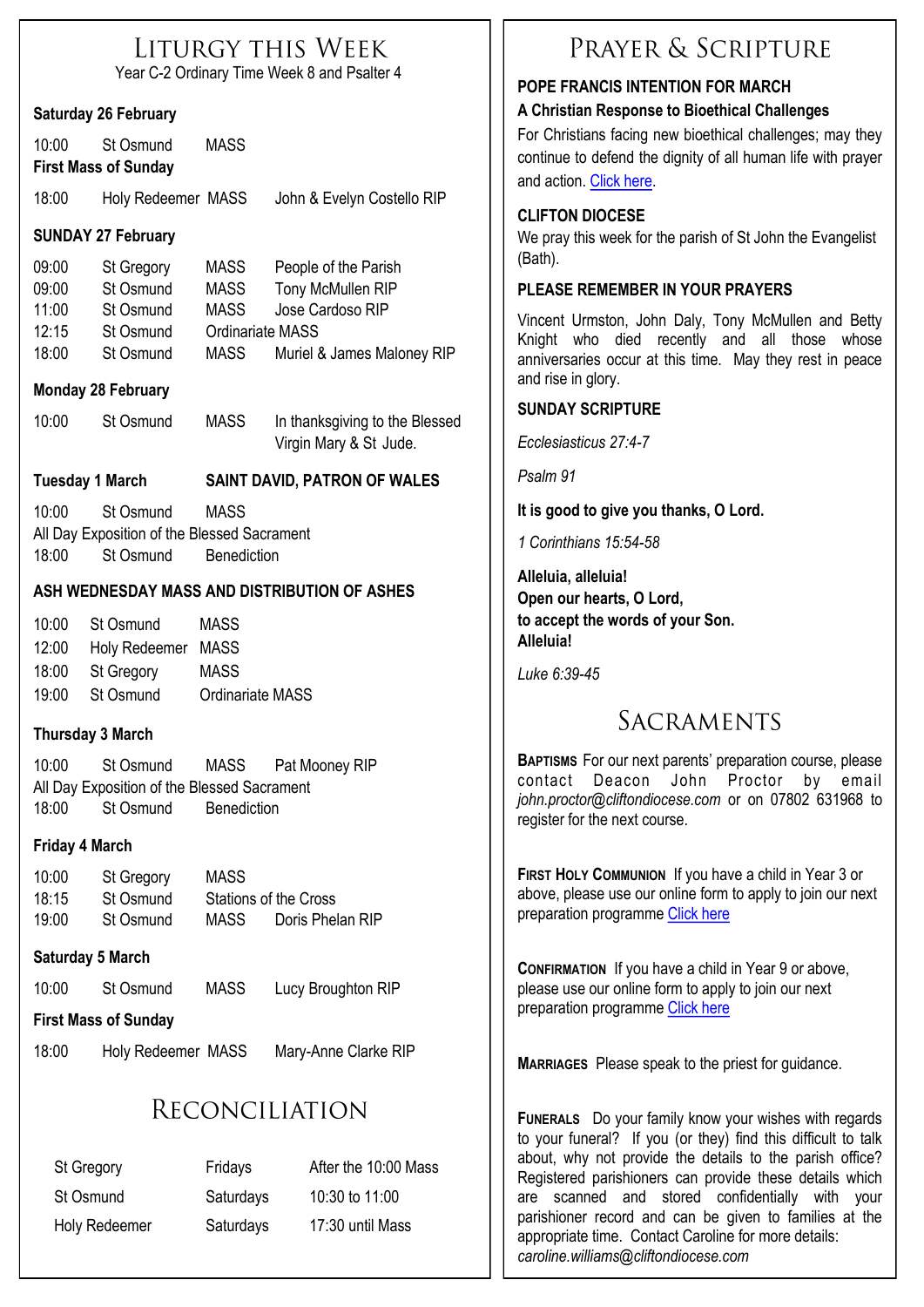# Liturgy this Week

Year C-2 Ordinary Time Week 8 and Psalter 4

**Saturday 26 February**

| | | | |
|---|---|---|---|
| 10:00 | St Osmund | MASS | |

**First Mass of Sunday**

| | | | |
|---|---|---|---|
| 18:00 | Holy Redeemer | MASS | John & Evelyn Costello RIP |

**SUNDAY 27 February**

| | | | |
|---|---|---|---|
| 09:00 | St Gregory | MASS | People of the Parish |
| 09:00 | St Osmund | MASS | Tony McMullen RIP |
| 11:00 | St Osmund | MASS | Jose Cardoso RIP |
| 12:15 | St Osmund | Ordinariate MASS | |
| 18:00 | St Osmund | MASS | Muriel & James Maloney RIP |

**Monday 28 February**

| | | | |
|---|---|---|---|
| 10:00 | St Osmund | MASS | In thanksgiving to the Blessed Virgin Mary & St Jude. |

**Tuesday 1 March** **SAINT DAVID, PATRON OF WALES**

| | | |
|---|---|---|
| 10:00 | St Osmund | MASS |

All Day Exposition of the Blessed Sacrament

| | | |
|---|---|---|
| 18:00 | St Osmund | Benediction |

**ASH WEDNESDAY MASS AND DISTRIBUTION OF ASHES**

| | | |
|---|---|---|
| 10:00 | St Osmund | MASS |
| 12:00 | Holy Redeemer | MASS |
| 18:00 | St Gregory | MASS |
| 19:00 | St Osmund | Ordinariate MASS |

**Thursday 3 March**

| | | | |
|---|---|---|---|
| 10:00 | St Osmund | MASS | Pat Mooney RIP |

All Day Exposition of the Blessed Sacrament

| | | |
|---|---|---|
| 18:00 | St Osmund | Benediction |

**Friday 4 March**

| | | | |
|---|---|---|---|
| 10:00 | St Gregory | MASS | |
| 18:15 | St Osmund | Stations of the Cross | |
| 19:00 | St Osmund | MASS | Doris Phelan RIP |

**Saturday 5 March**

| | | | |
|---|---|---|---|
| 10:00 | St Osmund | MASS | Lucy Broughton RIP |

**First Mass of Sunday**

| | | | |
|---|---|---|---|
| 18:00 | Holy Redeemer | MASS | Mary-Anne Clarke RIP |

# Reconciliation

| | | |
|---|---|---|
| St Gregory | Fridays | After the 10:00 Mass |
| St Osmund | Saturdays | 10:30 to 11:00 |
| Holy Redeemer | Saturdays | 17:30 until Mass |

# Prayer & Scripture

**POPE FRANCIS INTENTION FOR MARCH**

**A Christian Response to Bioethical Challenges**

For Christians facing new bioethical challenges; may they continue to defend the dignity of all human life with prayer and action. Click here.

**CLIFTON DIOCESE**

We pray this week for the parish of St John the Evangelist (Bath).

**PLEASE REMEMBER IN YOUR PRAYERS**

Vincent Urmston, John Daly, Tony McMullen and Betty Knight who died recently and all those whose anniversaries occur at this time. May they rest in peace and rise in glory.

**SUNDAY SCRIPTURE**

*Ecclesiasticus 27:4-7*

*Psalm 91*

**It is good to give you thanks, O Lord.**

*1 Corinthians 15:54-58*

**Alleluia, alleluia!**
**Open our hearts, O Lord,**
**to accept the words of your Son.**
**Alleluia!**

*Luke 6:39-45*

# Sacraments

**Baptisms** For our next parents' preparation course, please contact Deacon John Proctor by email *john.proctor@cliftondiocese.com* or on 07802 631968 to register for the next course.

**First Holy Communion** If you have a child in Year 3 or above, please use our online form to apply to join our next preparation programme Click here

**Confirmation** If you have a child in Year 9 or above, please use our online form to apply to join our next preparation programme Click here

**Marriages** Please speak to the priest for guidance.

**Funerals** Do your family know your wishes with regards to your funeral? If you (or they) find this difficult to talk about, why not provide the details to the parish office? Registered parishioners can provide these details which are scanned and stored confidentially with your parishioner record and can be given to families at the appropriate time. Contact Caroline for more details: *caroline.williams@cliftondiocese.com*